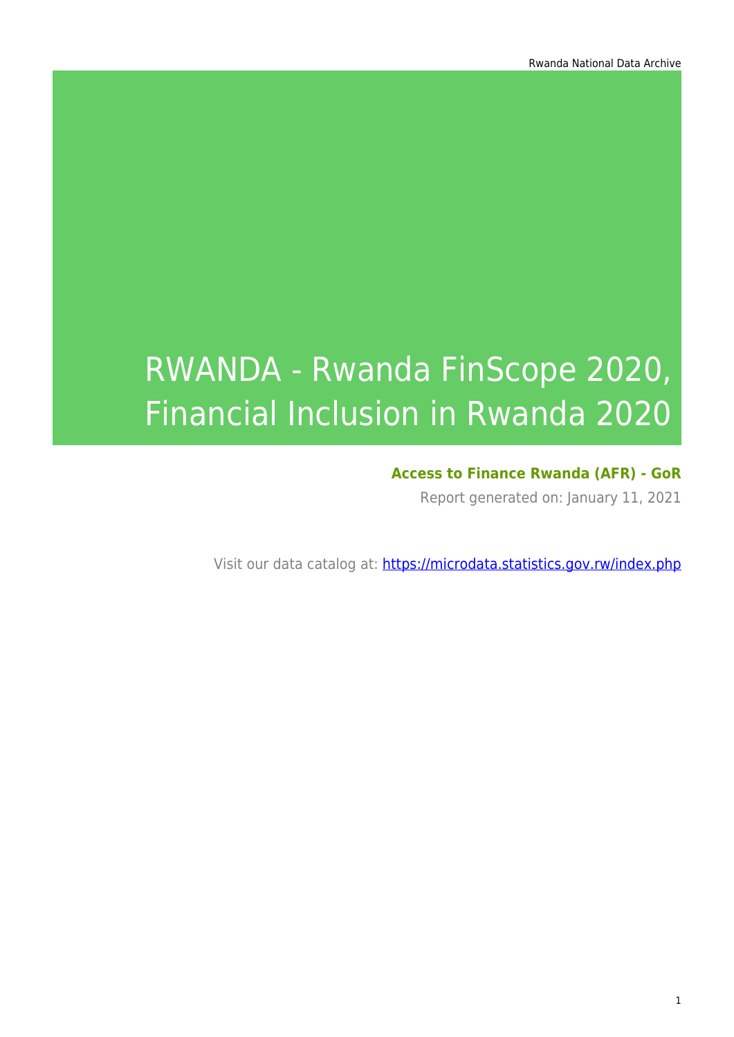# RWANDA - Rwanda FinScope 2020, Financial Inclusion in Rwanda 2020

**Access to Finance Rwanda (AFR) - GoR**

Report generated on: January 11, 2021

Visit our data catalog at: https://microdata.statistics.gov.rw/index.php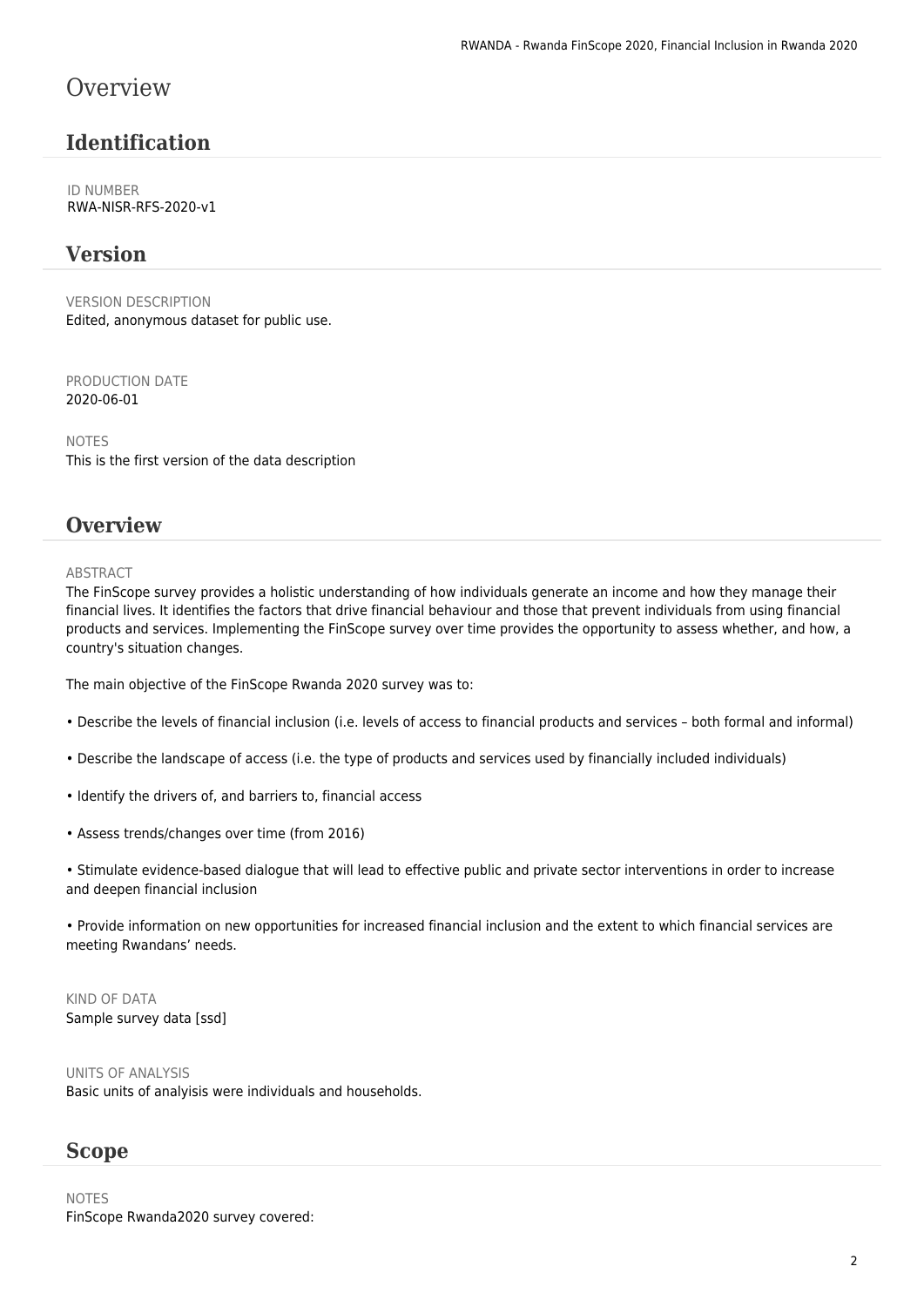# Overview

## Identification

ID NUMBER
RWA-NISR-RFS-2020-v1

## Version

VERSION DESCRIPTION
Edited, anonymous dataset for public use.

PRODUCTION DATE
2020-06-01

NOTES
This is the first version of the data description

## Overview

ABSTRACT
The FinScope survey provides a holistic understanding of how individuals generate an income and how they manage their financial lives. It identifies the factors that drive financial behaviour and those that prevent individuals from using financial products and services. Implementing the FinScope survey over time provides the opportunity to assess whether, and how, a country's situation changes.

The main objective of the FinScope Rwanda 2020 survey was to:

• Describe the levels of financial inclusion (i.e. levels of access to financial products and services – both formal and informal)

• Describe the landscape of access (i.e. the type of products and services used by financially included individuals)

• Identify the drivers of, and barriers to, financial access

• Assess trends/changes over time (from 2016)

• Stimulate evidence-based dialogue that will lead to effective public and private sector interventions in order to increase and deepen financial inclusion

• Provide information on new opportunities for increased financial inclusion and the extent to which financial services are meeting Rwandans' needs.

KIND OF DATA
Sample survey data [ssd]

UNITS OF ANALYSIS
Basic units of analyisis were individuals and households.

## Scope

NOTES
FinScope Rwanda2020 survey covered: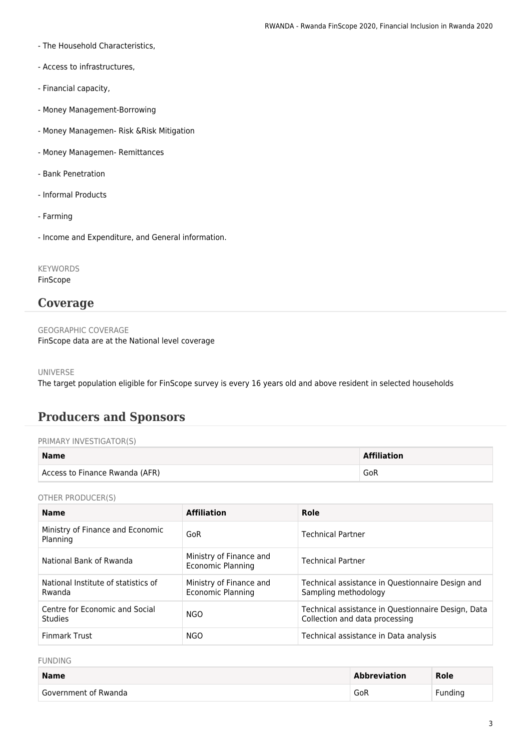- The Household Characteristics,

- Access to infrastructures,

- Financial capacity,

- Money Management-Borrowing

- Money Managemen- Risk &Risk Mitigation

- Money Managemen- Remittances

- Bank Penetration

- Informal Products

- Farming

- Income and Expenditure, and General information.

KEYWORDS
FinScope

## Coverage

GEOGRAPHIC COVERAGE
FinScope data are at the National level coverage

UNIVERSE
The target population eligible for FinScope survey is every 16 years old and above resident in selected households

## Producers and Sponsors

PRIMARY INVESTIGATOR(S)

| Name | Affiliation |
|---|---|
| Access to Finance Rwanda (AFR) | GoR |

OTHER PRODUCER(S)

| Name | Affiliation | Role |
|---|---|---|
| Ministry of Finance and Economic Planning | GoR | Technical Partner |
| National Bank of Rwanda | Ministry of Finance and Economic Planning | Technical Partner |
| National Institute of statistics of Rwanda | Ministry of Finance and Economic Planning | Technical assistance in Questionnaire Design and Sampling methodology |
| Centre for Economic and Social Studies | NGO | Technical assistance in Questionnaire Design, Data Collection and data processing |
| Finmark Trust | NGO | Technical assistance in Data analysis |

FUNDING

| Name | Abbreviation | Role |
|---|---|---|
| Government of Rwanda | GoR | Funding |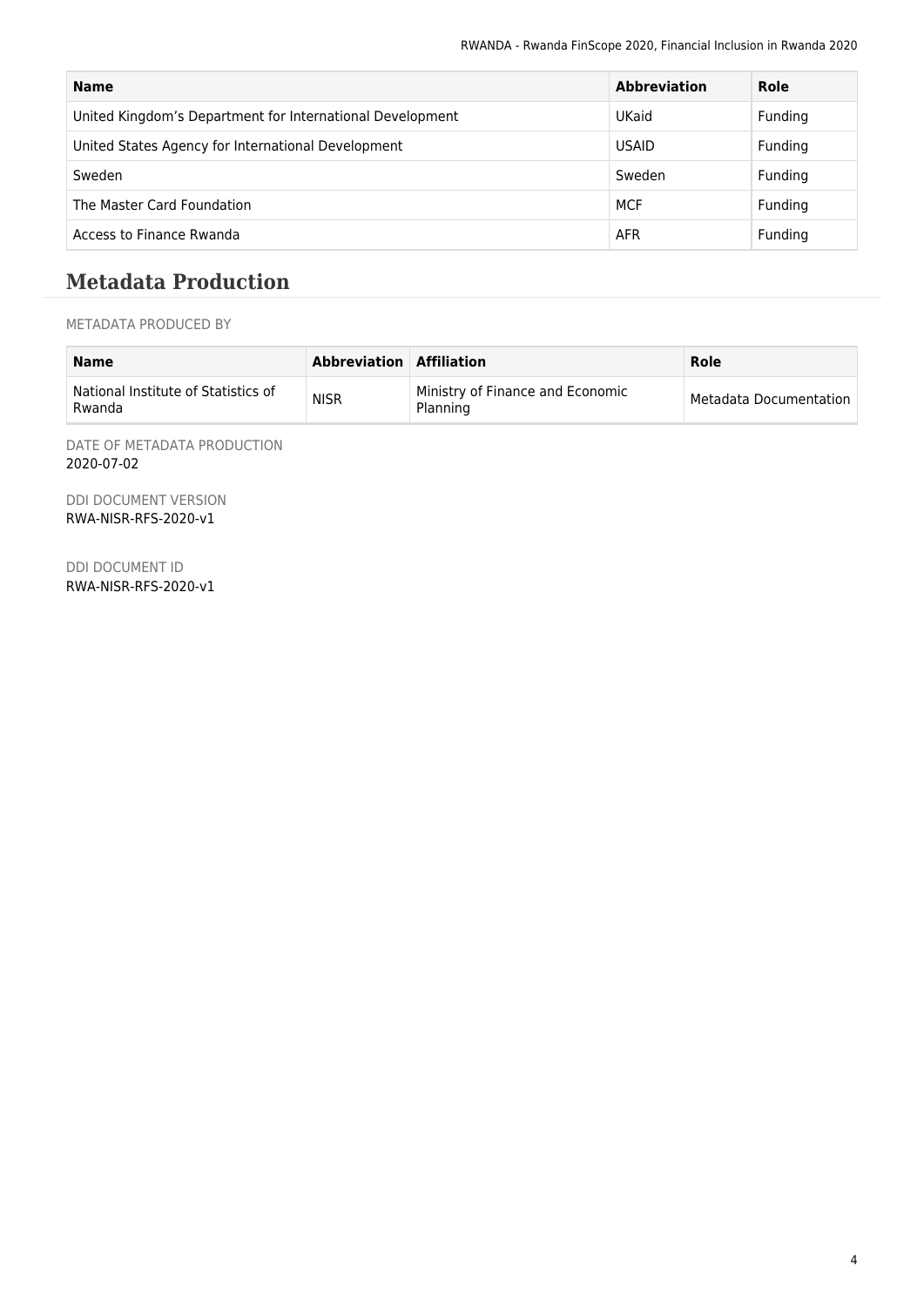| Name | Abbreviation | Role |
| --- | --- | --- |
| United Kingdom’s Department for International Development | UKaid | Funding |
| United States Agency for International Development | USAID | Funding |
| Sweden | Sweden | Funding |
| The Master Card Foundation | MCF | Funding |
| Access to Finance Rwanda | AFR | Funding |

## Metadata Production

METADATA PRODUCED BY

| Name | Abbreviation | Affiliation | Role |
| --- | --- | --- | --- |
| National Institute of Statistics of Rwanda | NISR | Ministry of Finance and Economic Planning | Metadata Documentation |

DATE OF METADATA PRODUCTION
2020-07-02

DDI DOCUMENT VERSION
RWA-NISR-RFS-2020-v1

DDI DOCUMENT ID
RWA-NISR-RFS-2020-v1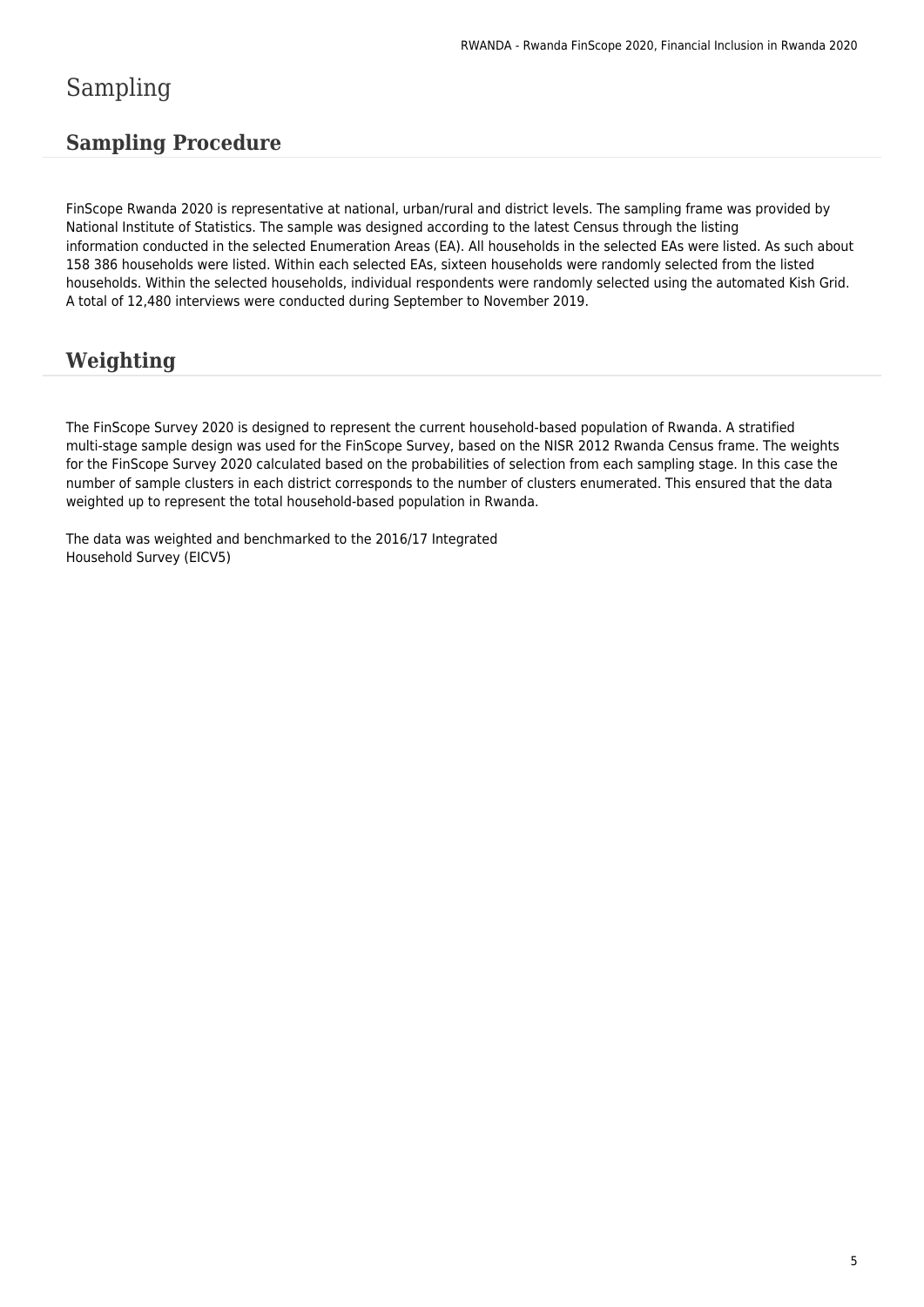# Sampling

## Sampling Procedure

FinScope Rwanda 2020 is representative at national, urban/rural and district levels. The sampling frame was provided by National Institute of Statistics. The sample was designed according to the latest Census through the listing information conducted in the selected Enumeration Areas (EA). All households in the selected EAs were listed. As such about 158 386 households were listed. Within each selected EAs, sixteen households were randomly selected from the listed households. Within the selected households, individual respondents were randomly selected using the automated Kish Grid. A total of 12,480 interviews were conducted during September to November 2019.

## Weighting

The FinScope Survey 2020 is designed to represent the current household-based population of Rwanda. A stratified multi-stage sample design was used for the FinScope Survey, based on the NISR 2012 Rwanda Census frame. The weights for the FinScope Survey 2020 calculated based on the probabilities of selection from each sampling stage. In this case the number of sample clusters in each district corresponds to the number of clusters enumerated. This ensured that the data weighted up to represent the total household-based population in Rwanda.

The data was weighted and benchmarked to the 2016/17 Integrated Household Survey (EICV5)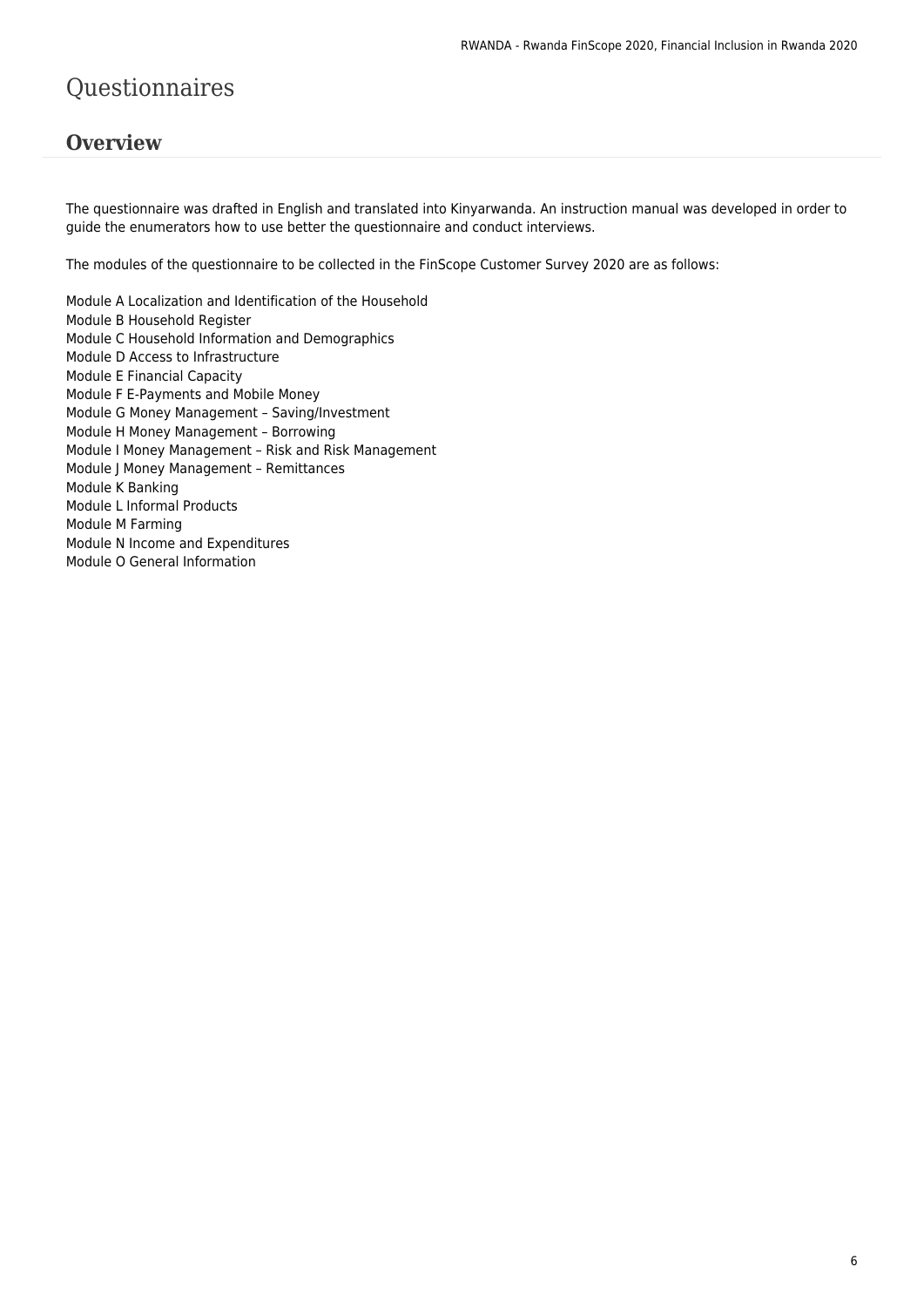# Questionnaires

## Overview

The questionnaire was drafted in English and translated into Kinyarwanda. An instruction manual was developed in order to guide the enumerators how to use better the questionnaire and conduct interviews.

The modules of the questionnaire to be collected in the FinScope Customer Survey 2020 are as follows:

Module A Localization and Identification of the Household
Module B Household Register
Module C Household Information and Demographics
Module D Access to Infrastructure
Module E Financial Capacity
Module F E-Payments and Mobile Money
Module G Money Management – Saving/Investment
Module H Money Management – Borrowing
Module I Money Management – Risk and Risk Management
Module J Money Management – Remittances
Module K Banking
Module L Informal Products
Module M Farming
Module N Income and Expenditures
Module O General Information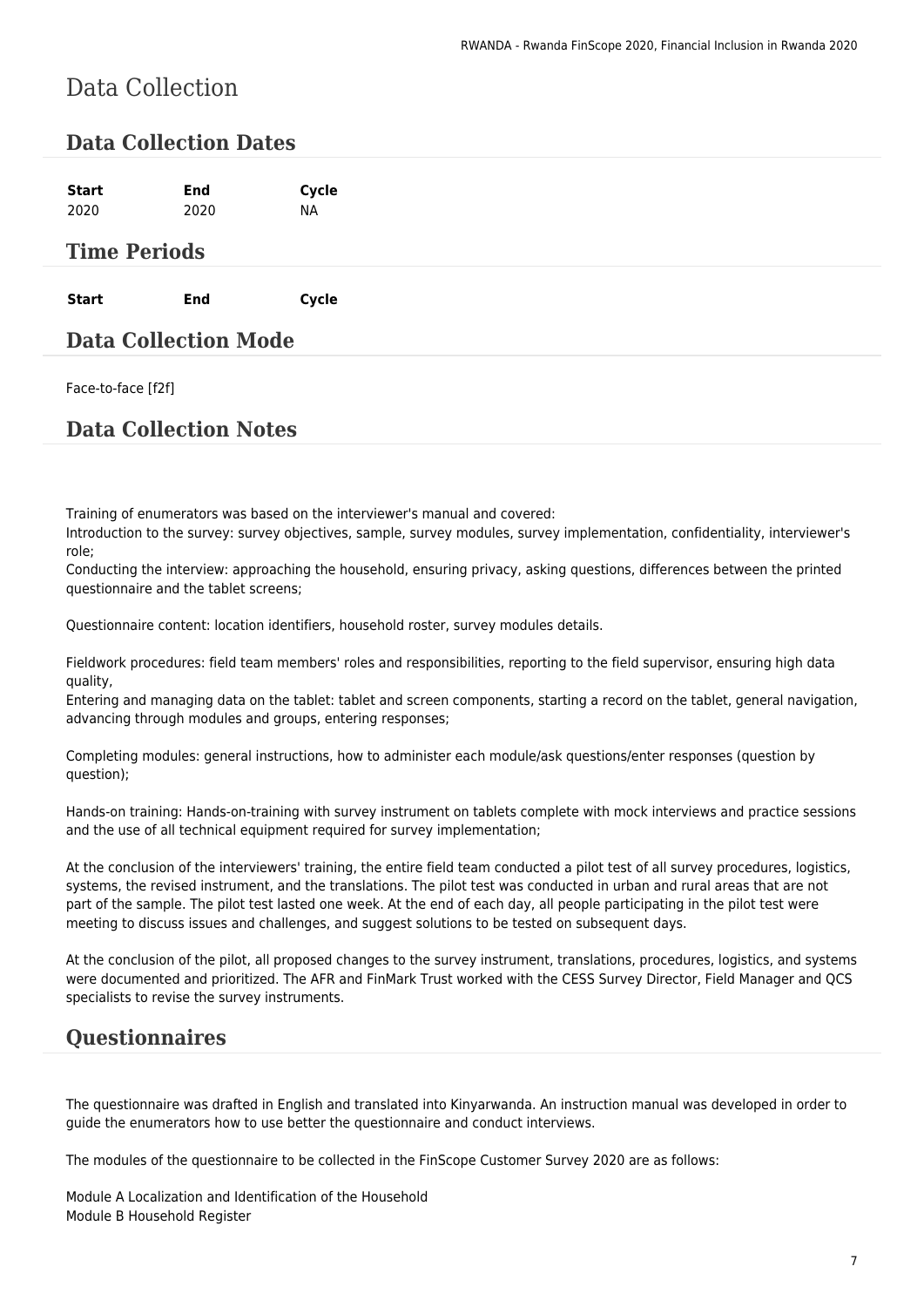# Data Collection

## Data Collection Dates

| Start | End | Cycle |
|---|---|---|
| 2020 | 2020 | NA |

## Time Periods

| Start | End | Cycle |
|---|---|---|

## Data Collection Mode

Face-to-face [f2f]

## Data Collection Notes

Training of enumerators was based on the interviewer's manual and covered:
Introduction to the survey: survey objectives, sample, survey modules, survey implementation, confidentiality, interviewer's role;
Conducting the interview: approaching the household, ensuring privacy, asking questions, differences between the printed questionnaire and the tablet screens;

Questionnaire content: location identifiers, household roster, survey modules details.

Fieldwork procedures: field team members' roles and responsibilities, reporting to the field supervisor, ensuring high data quality,
Entering and managing data on the tablet: tablet and screen components, starting a record on the tablet, general navigation, advancing through modules and groups, entering responses;

Completing modules: general instructions, how to administer each module/ask questions/enter responses (question by question);

Hands-on training: Hands-on-training with survey instrument on tablets complete with mock interviews and practice sessions and the use of all technical equipment required for survey implementation;

At the conclusion of the interviewers' training, the entire field team conducted a pilot test of all survey procedures, logistics, systems, the revised instrument, and the translations. The pilot test was conducted in urban and rural areas that are not part of the sample. The pilot test lasted one week. At the end of each day, all people participating in the pilot test were meeting to discuss issues and challenges, and suggest solutions to be tested on subsequent days.

At the conclusion of the pilot, all proposed changes to the survey instrument, translations, procedures, logistics, and systems were documented and prioritized. The AFR and FinMark Trust worked with the CESS Survey Director, Field Manager and QCS specialists to revise the survey instruments.

## Questionnaires

The questionnaire was drafted in English and translated into Kinyarwanda. An instruction manual was developed in order to guide the enumerators how to use better the questionnaire and conduct interviews.

The modules of the questionnaire to be collected in the FinScope Customer Survey 2020 are as follows:

Module A Localization and Identification of the Household
Module B Household Register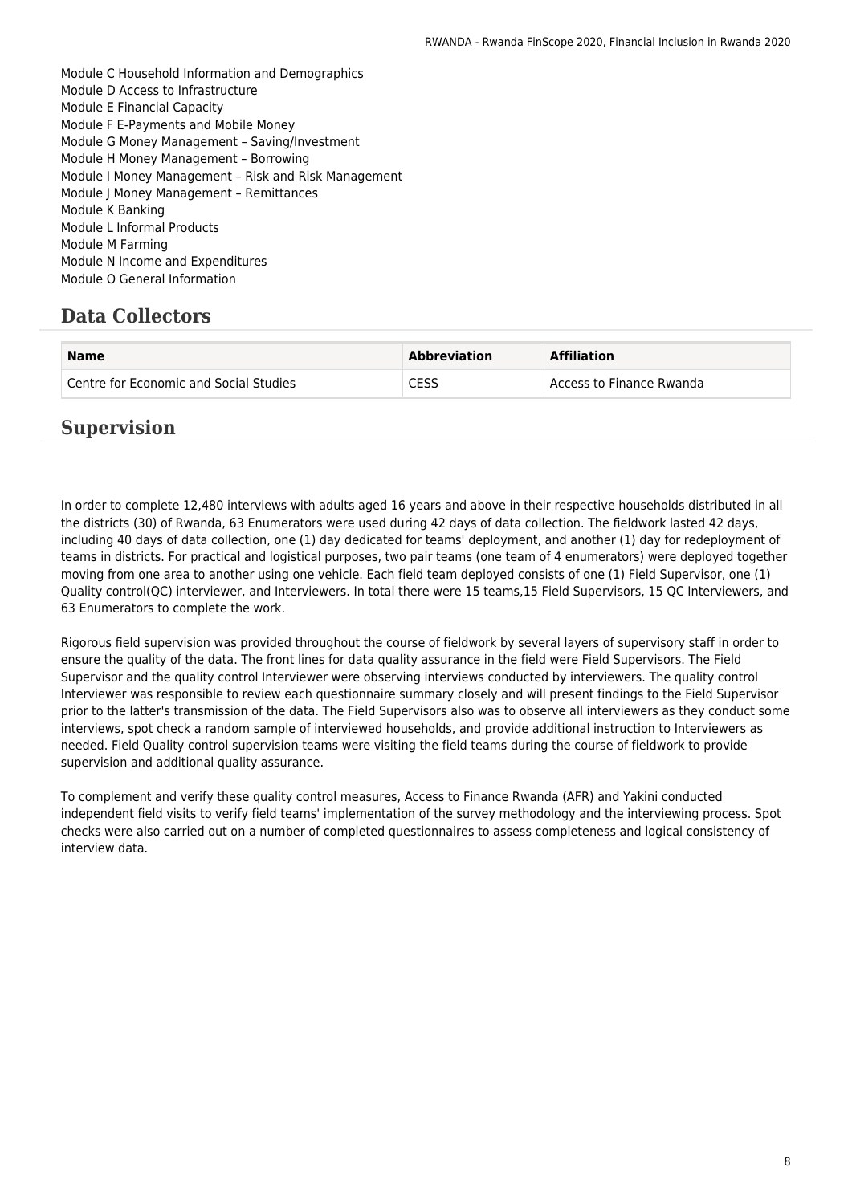Module C Household Information and Demographics
Module D Access to Infrastructure
Module E Financial Capacity
Module F E-Payments and Mobile Money
Module G Money Management – Saving/Investment
Module H Money Management – Borrowing
Module I Money Management – Risk and Risk Management
Module J Money Management – Remittances
Module K Banking
Module L Informal Products
Module M Farming
Module N Income and Expenditures
Module O General Information

## Data Collectors

| Name | Abbreviation | Affiliation |
| --- | --- | --- |
| Centre for Economic and Social Studies | CESS | Access to Finance Rwanda |

## Supervision

In order to complete 12,480 interviews with adults aged 16 years and above in their respective households distributed in all the districts (30) of Rwanda, 63 Enumerators were used during 42 days of data collection. The fieldwork lasted 42 days, including 40 days of data collection, one (1) day dedicated for teams' deployment, and another (1) day for redeployment of teams in districts. For practical and logistical purposes, two pair teams (one team of 4 enumerators) were deployed together moving from one area to another using one vehicle. Each field team deployed consists of one (1) Field Supervisor, one (1) Quality control(QC) interviewer, and Interviewers. In total there were 15 teams,15 Field Supervisors, 15 QC Interviewers, and 63 Enumerators to complete the work.

Rigorous field supervision was provided throughout the course of fieldwork by several layers of supervisory staff in order to ensure the quality of the data. The front lines for data quality assurance in the field were Field Supervisors. The Field Supervisor and the quality control Interviewer were observing interviews conducted by interviewers. The quality control Interviewer was responsible to review each questionnaire summary closely and will present findings to the Field Supervisor prior to the latter's transmission of the data. The Field Supervisors also was to observe all interviewers as they conduct some interviews, spot check a random sample of interviewed households, and provide additional instruction to Interviewers as needed. Field Quality control supervision teams were visiting the field teams during the course of fieldwork to provide supervision and additional quality assurance.

To complement and verify these quality control measures, Access to Finance Rwanda (AFR) and Yakini conducted independent field visits to verify field teams' implementation of the survey methodology and the interviewing process. Spot checks were also carried out on a number of completed questionnaires to assess completeness and logical consistency of interview data.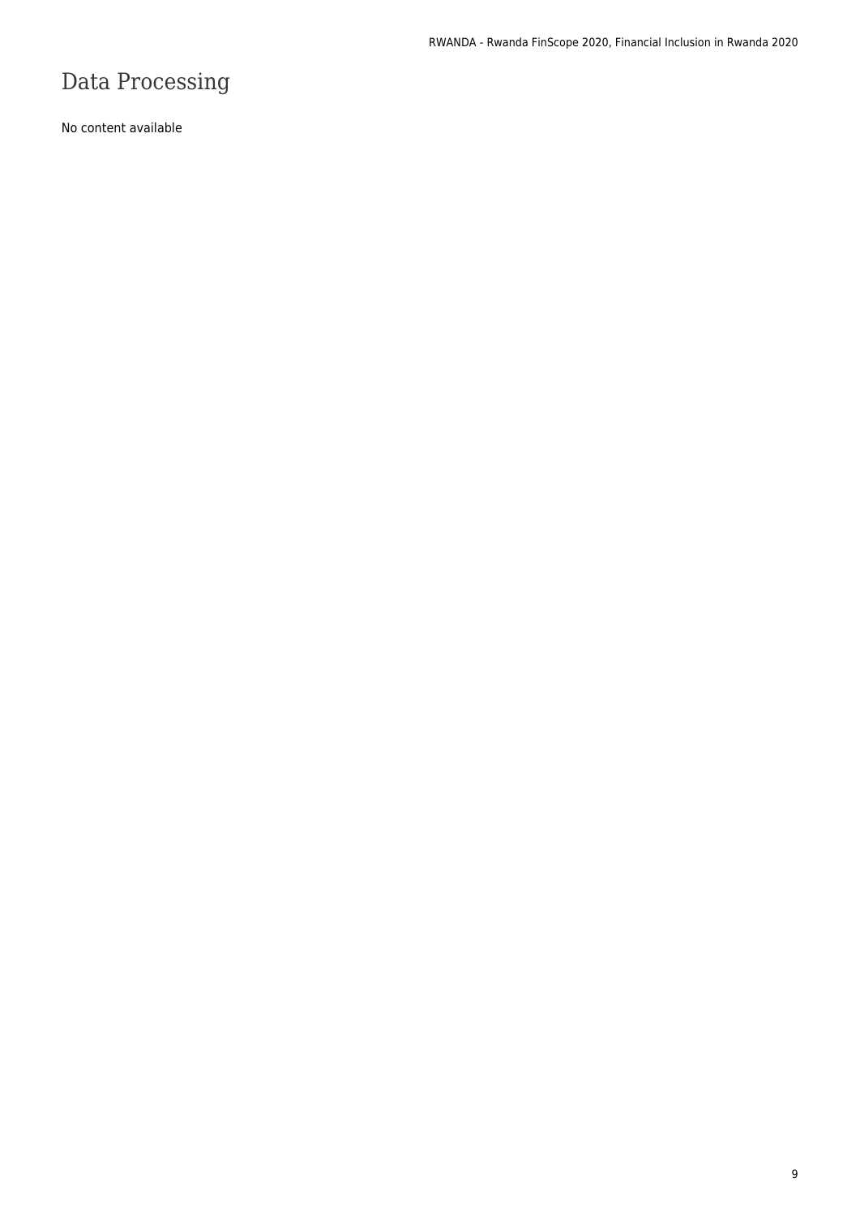# Data Processing

No content available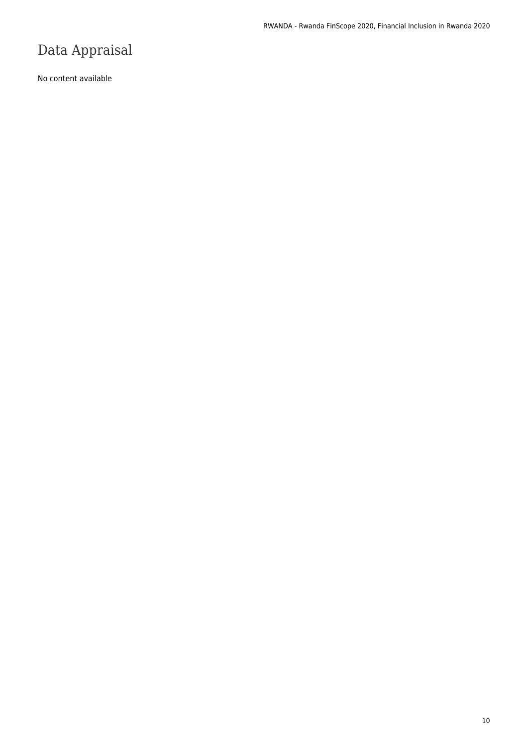# Data Appraisal

No content available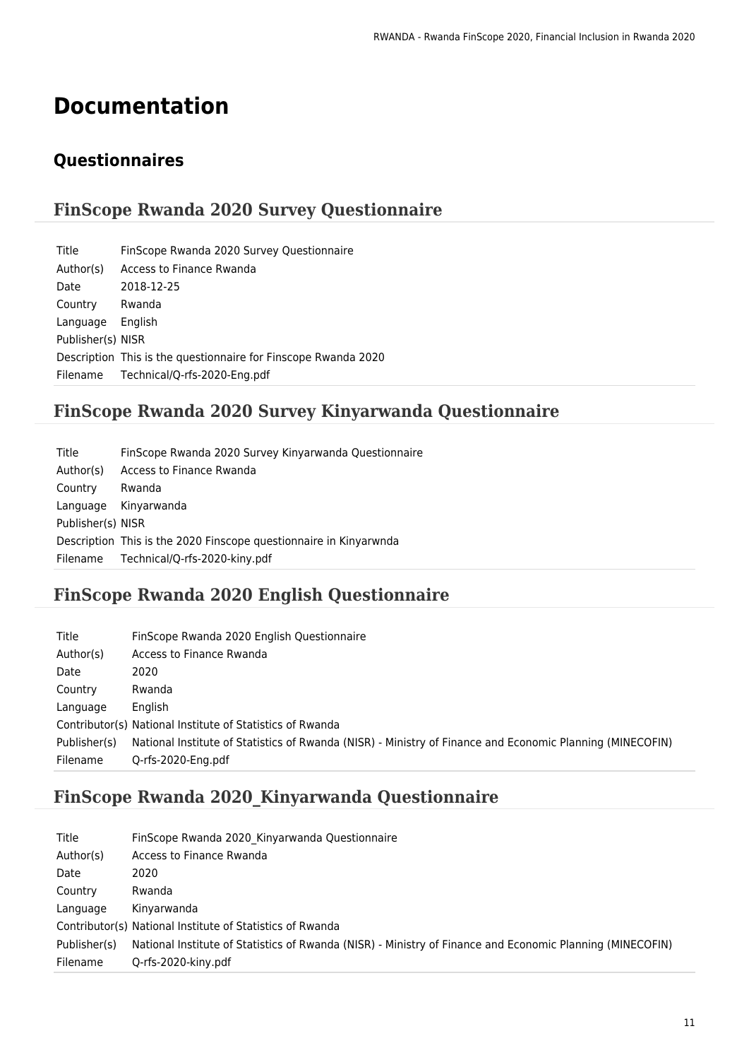# Documentation

## Questionnaires

### FinScope Rwanda 2020 Survey Questionnaire

| | |
|---|---|
| Title | FinScope Rwanda 2020 Survey Questionnaire |
| Author(s) | Access to Finance Rwanda |
| Date | 2018-12-25 |
| Country | Rwanda |
| Language | English |
| Publisher(s) | NISR |
| Description | This is the questionnaire for Finscope Rwanda 2020 |
| Filename | Technical/Q-rfs-2020-Eng.pdf |

### FinScope Rwanda 2020 Survey Kinyarwanda Questionnaire

| | |
|---|---|
| Title | FinScope Rwanda 2020 Survey Kinyarwanda Questionnaire |
| Author(s) | Access to Finance Rwanda |
| Country | Rwanda |
| Language | Kinyarwanda |
| Publisher(s) | NISR |
| Description | This is the 2020 Finscope questionnaire in Kinyarwnda |
| Filename | Technical/Q-rfs-2020-kiny.pdf |

### FinScope Rwanda 2020 English Questionnaire

| | |
|---|---|
| Title | FinScope Rwanda 2020 English Questionnaire |
| Author(s) | Access to Finance Rwanda |
| Date | 2020 |
| Country | Rwanda |
| Language | English |
| Contributor(s) | National Institute of Statistics of Rwanda |
| Publisher(s) | National Institute of Statistics of Rwanda (NISR) - Ministry of Finance and Economic Planning (MINECOFIN) |
| Filename | Q-rfs-2020-Eng.pdf |

### FinScope Rwanda 2020_Kinyarwanda Questionnaire

| | |
|---|---|
| Title | FinScope Rwanda 2020_Kinyarwanda Questionnaire |
| Author(s) | Access to Finance Rwanda |
| Date | 2020 |
| Country | Rwanda |
| Language | Kinyarwanda |
| Contributor(s) | National Institute of Statistics of Rwanda |
| Publisher(s) | National Institute of Statistics of Rwanda (NISR) - Ministry of Finance and Economic Planning (MINECOFIN) |
| Filename | Q-rfs-2020-kiny.pdf |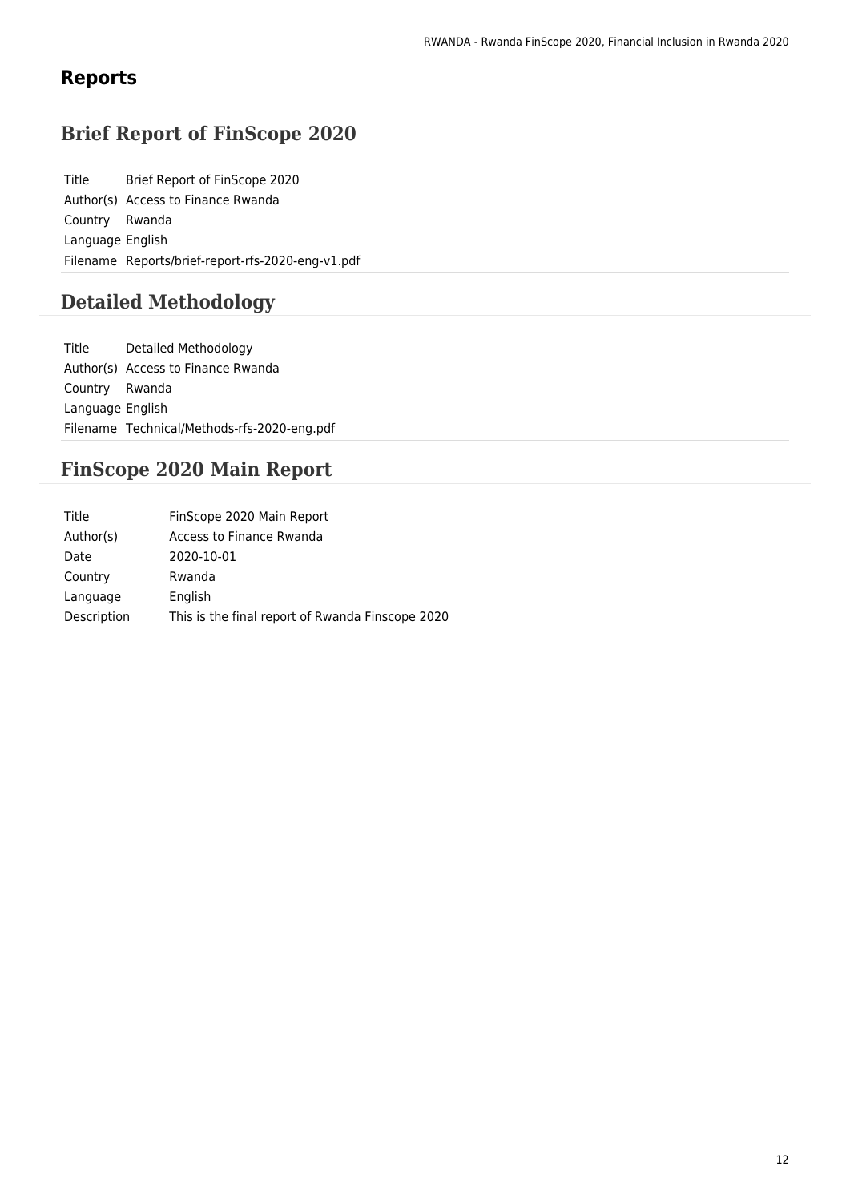# Reports

## Brief Report of FinScope 2020

| | |
|---|---|
| Title | Brief Report of FinScope 2020 |
| Author(s) | Access to Finance Rwanda |
| Country | Rwanda |
| Language | English |
| Filename | Reports/brief-report-rfs-2020-eng-v1.pdf |

## Detailed Methodology

| | |
|---|---|
| Title | Detailed Methodology |
| Author(s) | Access to Finance Rwanda |
| Country | Rwanda |
| Language | English |
| Filename | Technical/Methods-rfs-2020-eng.pdf |

## FinScope 2020 Main Report

| | |
|---|---|
| Title | FinScope 2020 Main Report |
| Author(s) | Access to Finance Rwanda |
| Date | 2020-10-01 |
| Country | Rwanda |
| Language | English |
| Description | This is the final report of Rwanda Finscope 2020 |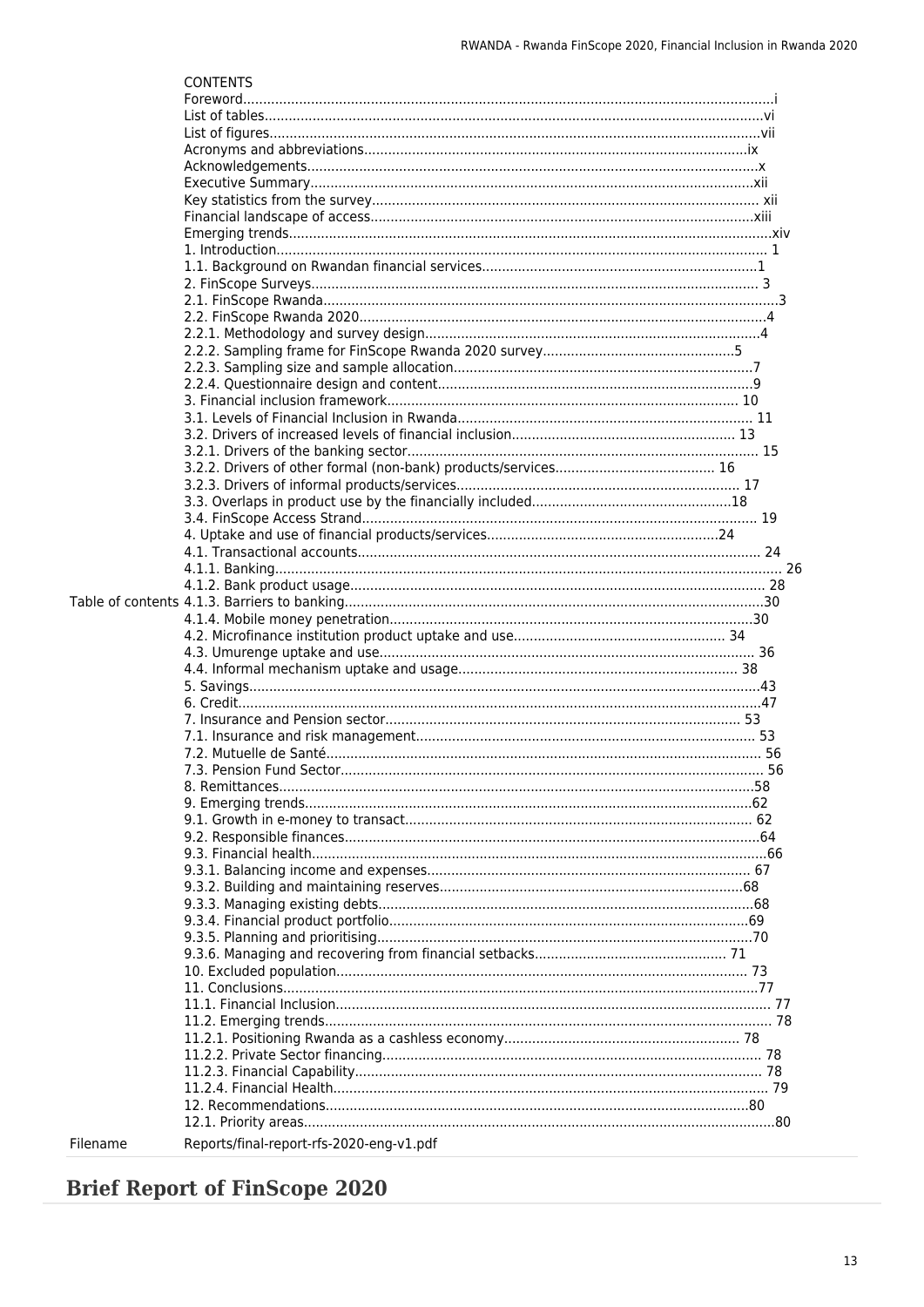| | |
|---|---|
| Table of contents | CONTENTS<br>Foreword....i<br>List of tables....vi<br>List of figures....vii<br>Acronyms and abbreviations....ix<br>Acknowledgements....x<br>Executive Summary....xii<br>Key statistics from the survey.... xii<br>Financial landscape of access....xiii<br>Emerging trends....xiv<br>1. Introduction.... 1<br>1.1. Background on Rwandan financial services....1<br>2. FinScope Surveys.... 3<br>2.1. FinScope Rwanda....3<br>2.2. FinScope Rwanda 2020....4<br>2.2.1. Methodology and survey design....4<br>2.2.2. Sampling frame for FinScope Rwanda 2020 survey....5<br>2.2.3. Sampling size and sample allocation....7<br>2.2.4. Questionnaire design and content....9<br>3. Financial inclusion framework.... 10<br>3.1. Levels of Financial Inclusion in Rwanda.... 11<br>3.2. Drivers of increased levels of financial inclusion.... 13<br>3.2.1. Drivers of the banking sector.... 15<br>3.2.2. Drivers of other formal (non-bank) products/services.... 16<br>3.2.3. Drivers of informal products/services.... 17<br>3.3. Overlaps in product use by the financially included....18<br>3.4. FinScope Access Strand.... 19<br>4. Uptake and use of financial products/services....24<br>4.1. Transactional accounts.... 24<br>4.1.1. Banking.... 26<br>4.1.2. Bank product usage.... 28<br>4.1.3. Barriers to banking....30<br>4.1.4. Mobile money penetration....30<br>4.2. Microfinance institution product uptake and use.... 34<br>4.3. Umurenge uptake and use.... 36<br>4.4. Informal mechanism uptake and usage.... 38<br>5. Savings....43<br>6. Credit....47<br>7. Insurance and Pension sector.... 53<br>7.1. Insurance and risk management.... 53<br>7.2. Mutuelle de Santé.... 56<br>7.3. Pension Fund Sector.... 56<br>8. Remittances....58<br>9. Emerging trends....62<br>9.1. Growth in e-money to transact.... 62<br>9.2. Responsible finances....64<br>9.3. Financial health....66<br>9.3.1. Balancing income and expenses.... 67<br>9.3.2. Building and maintaining reserves....68<br>9.3.3. Managing existing debts....68<br>9.3.4. Financial product portfolio....69<br>9.3.5. Planning and prioritising....70<br>9.3.6. Managing and recovering from financial setbacks.... 71<br>10. Excluded population.... 73<br>11. Conclusions....77<br>11.1. Financial Inclusion.... 77<br>11.2. Emerging trends.... 78<br>11.2.1. Positioning Rwanda as a cashless economy.... 78<br>11.2.2. Private Sector financing.... 78<br>11.2.3. Financial Capability.... 78<br>11.2.4. Financial Health.... 79<br>12. Recommendations....80<br>12.1. Priority areas....80 |
| Filename | Reports/final-report-rfs-2020-eng-v1.pdf |

## Brief Report of FinScope 2020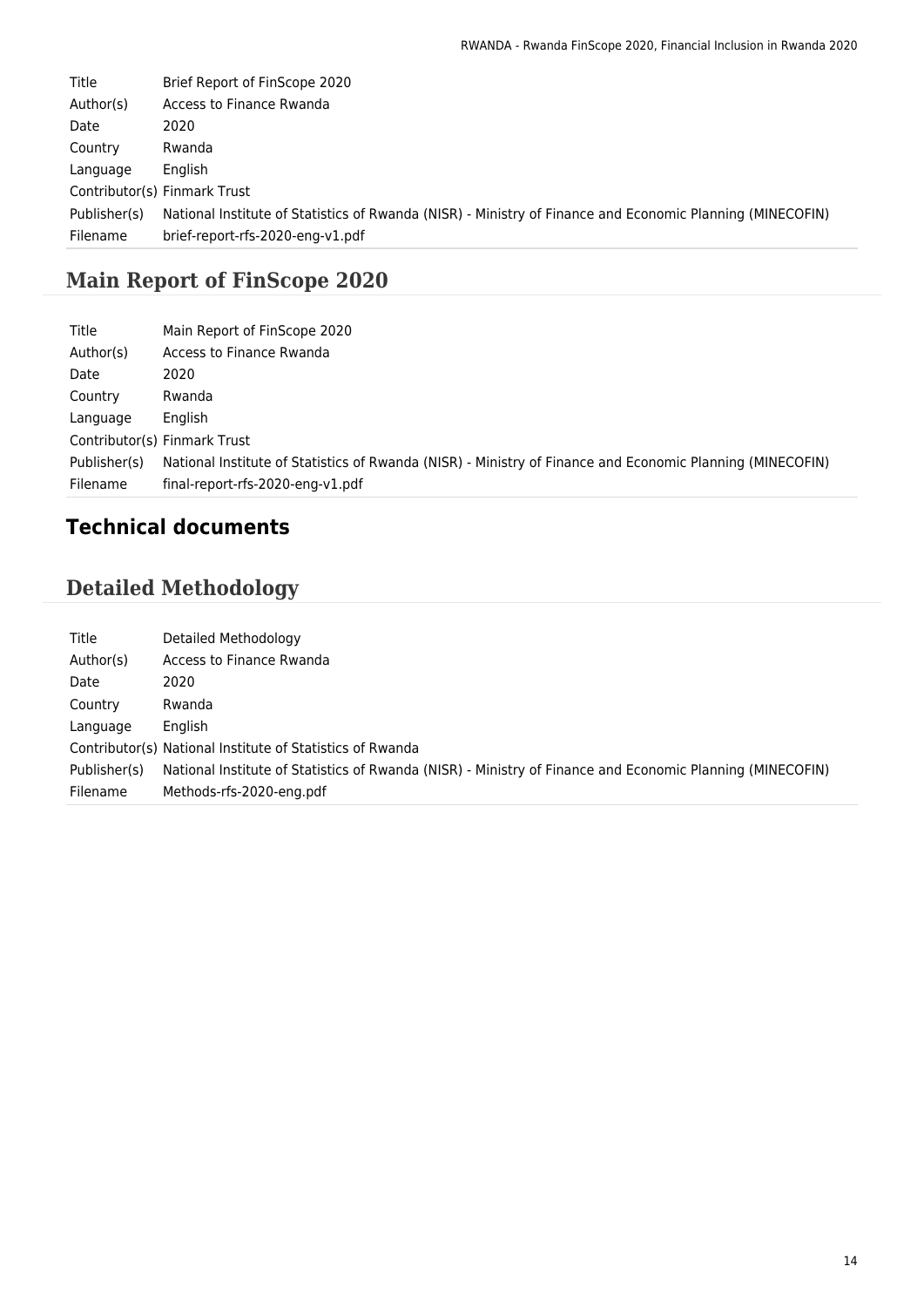| | |
|---|---|
| Title | Brief Report of FinScope 2020 |
| Author(s) | Access to Finance Rwanda |
| Date | 2020 |
| Country | Rwanda |
| Language | English |
| Contributor(s) | Finmark Trust |
| Publisher(s) | National Institute of Statistics of Rwanda (NISR) - Ministry of Finance and Economic Planning (MINECOFIN) |
| Filename | brief-report-rfs-2020-eng-v1.pdf |

## Main Report of FinScope 2020

| | |
|---|---|
| Title | Main Report of FinScope 2020 |
| Author(s) | Access to Finance Rwanda |
| Date | 2020 |
| Country | Rwanda |
| Language | English |
| Contributor(s) | Finmark Trust |
| Publisher(s) | National Institute of Statistics of Rwanda (NISR) - Ministry of Finance and Economic Planning (MINECOFIN) |
| Filename | final-report-rfs-2020-eng-v1.pdf |

# Technical documents

## Detailed Methodology

| | |
|---|---|
| Title | Detailed Methodology |
| Author(s) | Access to Finance Rwanda |
| Date | 2020 |
| Country | Rwanda |
| Language | English |
| Contributor(s) | National Institute of Statistics of Rwanda |
| Publisher(s) | National Institute of Statistics of Rwanda (NISR) - Ministry of Finance and Economic Planning (MINECOFIN) |
| Filename | Methods-rfs-2020-eng.pdf |